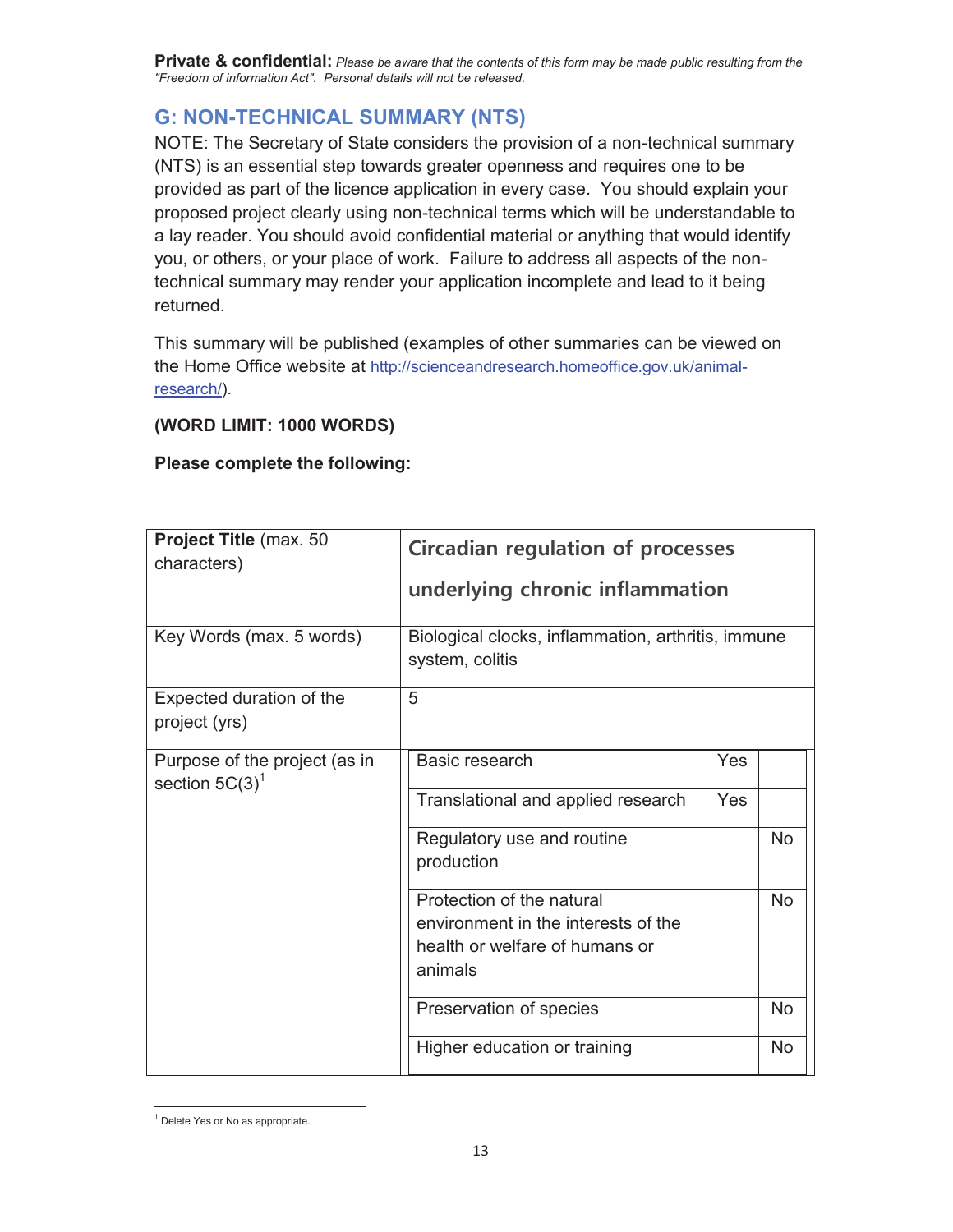**Private & confidential:** *Please be aware that the contents of this form may be made public resulting from the "Freedom of information Act". Personal details will not be released.*

## G: NON-TECHNICAL SUMMARY (NTS)

NOTE: The Secretary of State considers the provision of a non-technical summary (NTS) is an essential step towards greater openness and requires one to be provided as part of the licence application in every case. You should explain your proposed project clearly using non-technical terms which will be understandable to a lay reader. You should avoid confidential material or anything that would identify you, or others, or your place of work. Failure to address all aspects of the non-technical summary may render your application incomplete and lead to it being returned.

This summary will be published (examples of other summaries can be viewed on the Home Office website at http://scienceandresearch.homeoffice.gov.uk/animal-research/).

**(WORD LIMIT: 1000 WORDS)**

**Please complete the following:**

| **Project Title** (max. 50 characters) | **Circadian regulation of processes underlying chronic inflammation** | | |
|---|---|---|---|
| Key Words (max. 5 words) | Biological clocks, inflammation, arthritis, immune system, colitis | | |
| Expected duration of the project (yrs) | 5 | | |
| Purpose of the project (as in section 5C(3)[1] | Basic research | Yes | |
| | Translational and applied research | Yes | |
| | Regulatory use and routine production | | No |
| | Protection of the natural environment in the interests of the health or welfare of humans or animals | | No |
| | Preservation of species | | No |
| | Higher education or training | | No |

[1] Delete Yes or No as appropriate.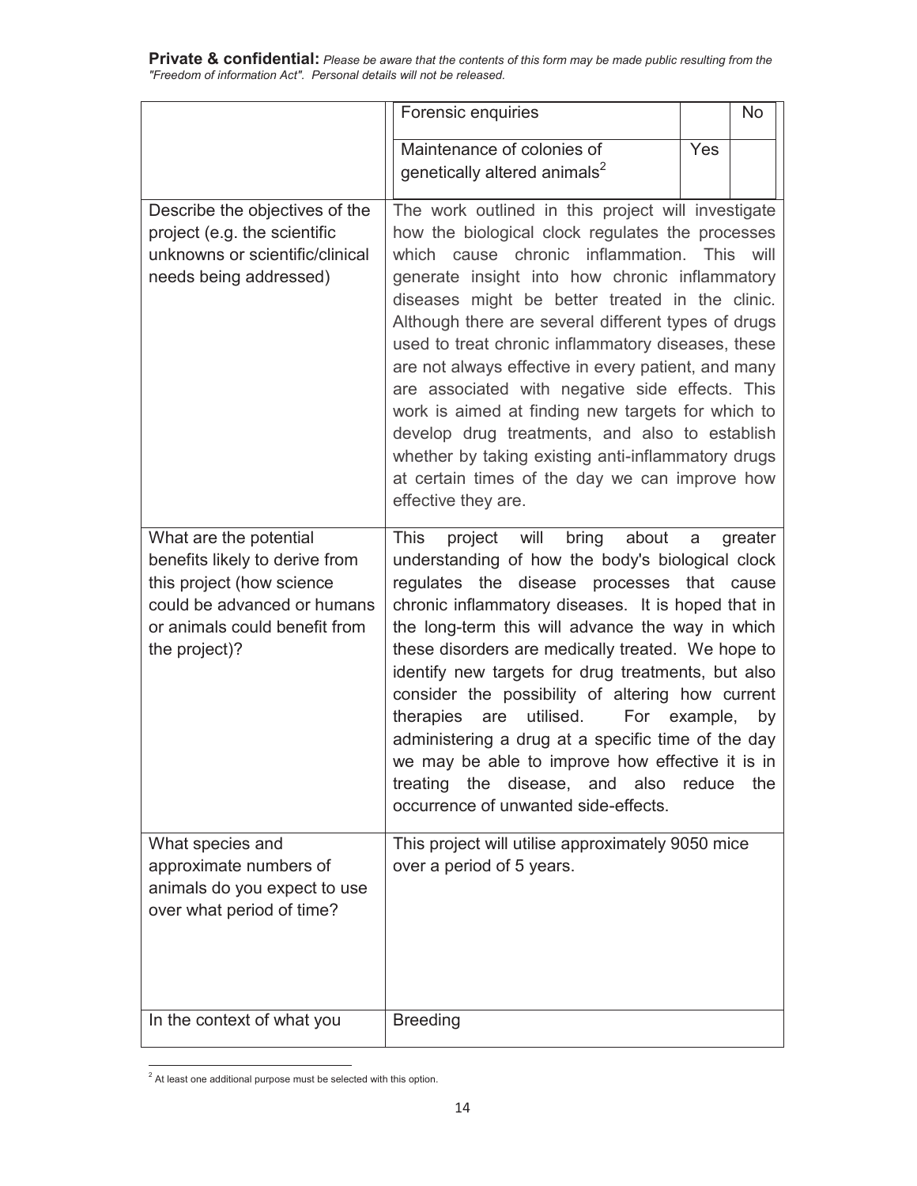**Private & confidential:** *Please be aware that the contents of this form may be made public resulting from the "Freedom of information Act". Personal details will not be released.*

| | | | |
|---|---|---|---|
| | Forensic enquiries | | No |
| | Maintenance of colonies of genetically altered animals[2] | Yes | |
| Describe the objectives of the project (e.g. the scientific unknowns or scientific/clinical needs being addressed) | The work outlined in this project will investigate how the biological clock regulates the processes which cause chronic inflammation. This will generate insight into how chronic inflammatory diseases might be better treated in the clinic. Although there are several different types of drugs used to treat chronic inflammatory diseases, these are not always effective in every patient, and many are associated with negative side effects. This work is aimed at finding new targets for which to develop drug treatments, and also to establish whether by taking existing anti-inflammatory drugs at certain times of the day we can improve how effective they are. | | |
| What are the potential benefits likely to derive from this project (how science could be advanced or humans or animals could benefit from the project)? | This project will bring about a greater understanding of how the body's biological clock regulates the disease processes that cause chronic inflammatory diseases. It is hoped that in the long-term this will advance the way in which these disorders are medically treated. We hope to identify new targets for drug treatments, but also consider the possibility of altering how current therapies are utilised. For example, by administering a drug at a specific time of the day we may be able to improve how effective it is in treating the disease, and also reduce the occurrence of unwanted side-effects. | | |
| What species and approximate numbers of animals do you expect to use over what period of time? | This project will utilise approximately 9050 mice over a period of 5 years. | | |
| In the context of what you | Breeding | | |

[2] At least one additional purpose must be selected with this option.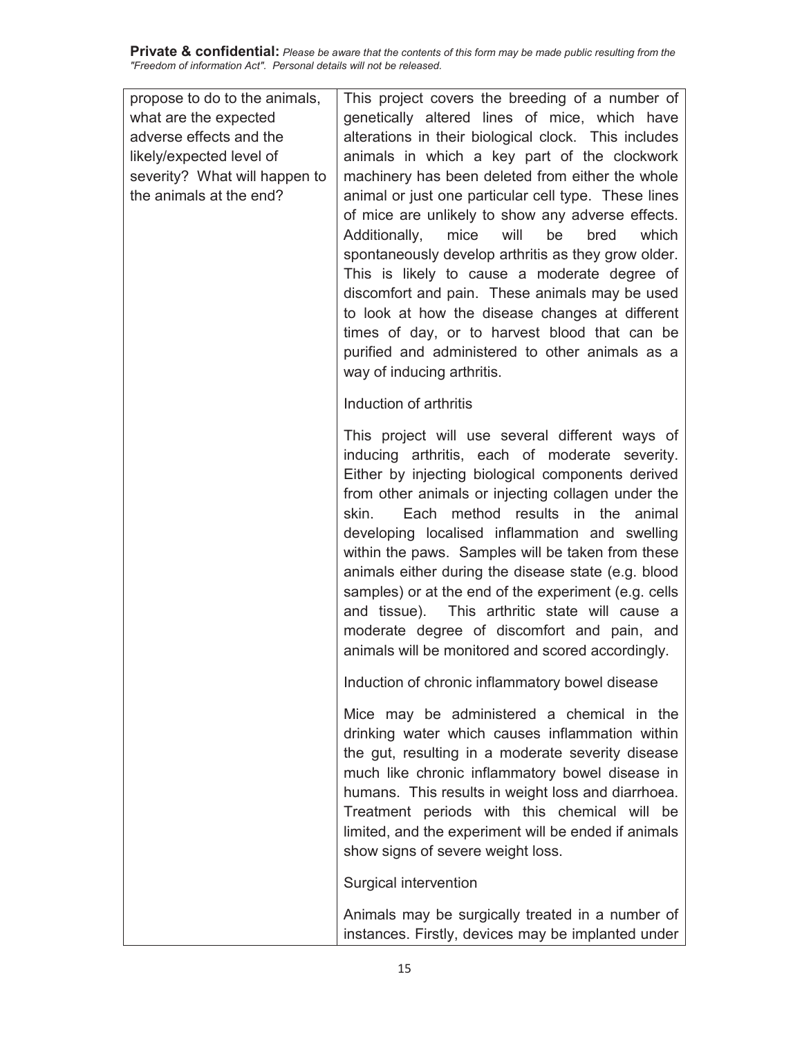**Private & confidential:** *Please be aware that the contents of this form may be made public resulting from the "Freedom of information Act". Personal details will not be released.*

| propose to do to the animals, what are the expected adverse effects and the likely/expected level of severity? What will happen to the animals at the end? | This project covers the breeding of a number of genetically altered lines of mice, which have alterations in their biological clock. This includes animals in which a key part of the clockwork machinery has been deleted from either the whole animal or just one particular cell type. These lines of mice are unlikely to show any adverse effects. Additionally, mice will be bred which spontaneously develop arthritis as they grow older. This is likely to cause a moderate degree of discomfort and pain. These animals may be used to look at how the disease changes at different times of day, or to harvest blood that can be purified and administered to other animals as a way of inducing arthritis.<br><br>Induction of arthritis<br><br>This project will use several different ways of inducing arthritis, each of moderate severity. Either by injecting biological components derived from other animals or injecting collagen under the skin. Each method results in the animal developing localised inflammation and swelling within the paws. Samples will be taken from these animals either during the disease state (e.g. blood samples) or at the end of the experiment (e.g. cells and tissue). This arthritic state will cause a moderate degree of discomfort and pain, and animals will be monitored and scored accordingly.<br><br>Induction of chronic inflammatory bowel disease<br><br>Mice may be administered a chemical in the drinking water which causes inflammation within the gut, resulting in a moderate severity disease much like chronic inflammatory bowel disease in humans. This results in weight loss and diarrhoea. Treatment periods with this chemical will be limited, and the experiment will be ended if animals show signs of severe weight loss.<br><br>Surgical intervention<br><br>Animals may be surgically treated in a number of instances. Firstly, devices may be implanted under |
|---|---|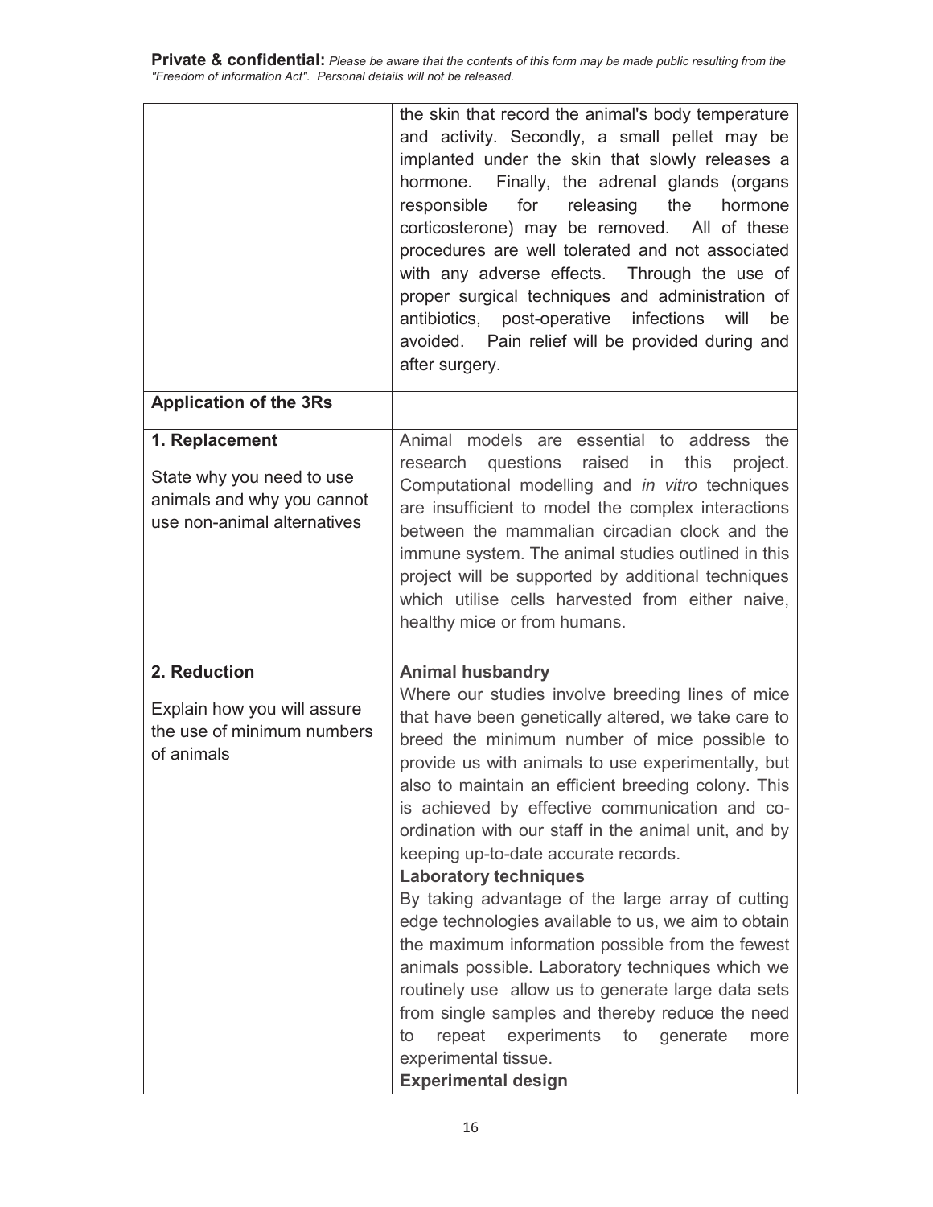**Private & confidential:** *Please be aware that the contents of this form may be made public resulting from the "Freedom of information Act". Personal details will not be released.*

| | |
|---|---|
| | the skin that record the animal's body temperature and activity. Secondly, a small pellet may be implanted under the skin that slowly releases a hormone. Finally, the adrenal glands (organs responsible for releasing the hormone corticosterone) may be removed. All of these procedures are well tolerated and not associated with any adverse effects. Through the use of proper surgical techniques and administration of antibiotics, post-operative infections will be avoided. Pain relief will be provided during and after surgery. |
| **Application of the 3Rs** | |
| **1. Replacement**<br><br>State why you need to use animals and why you cannot use non-animal alternatives | Animal models are essential to address the research questions raised in this project. Computational modelling and *in vitro* techniques are insufficient to model the complex interactions between the mammalian circadian clock and the immune system. The animal studies outlined in this project will be supported by additional techniques which utilise cells harvested from either naive, healthy mice or from humans. |
| **2. Reduction**<br><br>Explain how you will assure the use of minimum numbers of animals | **Animal husbandry**<br>Where our studies involve breeding lines of mice that have been genetically altered, we take care to breed the minimum number of mice possible to provide us with animals to use experimentally, but also to maintain an efficient breeding colony. This is achieved by effective communication and co-ordination with our staff in the animal unit, and by keeping up-to-date accurate records.<br>**Laboratory techniques**<br>By taking advantage of the large array of cutting edge technologies available to us, we aim to obtain the maximum information possible from the fewest animals possible. Laboratory techniques which we routinely use allow us to generate large data sets from single samples and thereby reduce the need to repeat experiments to generate more experimental tissue.<br>**Experimental design** |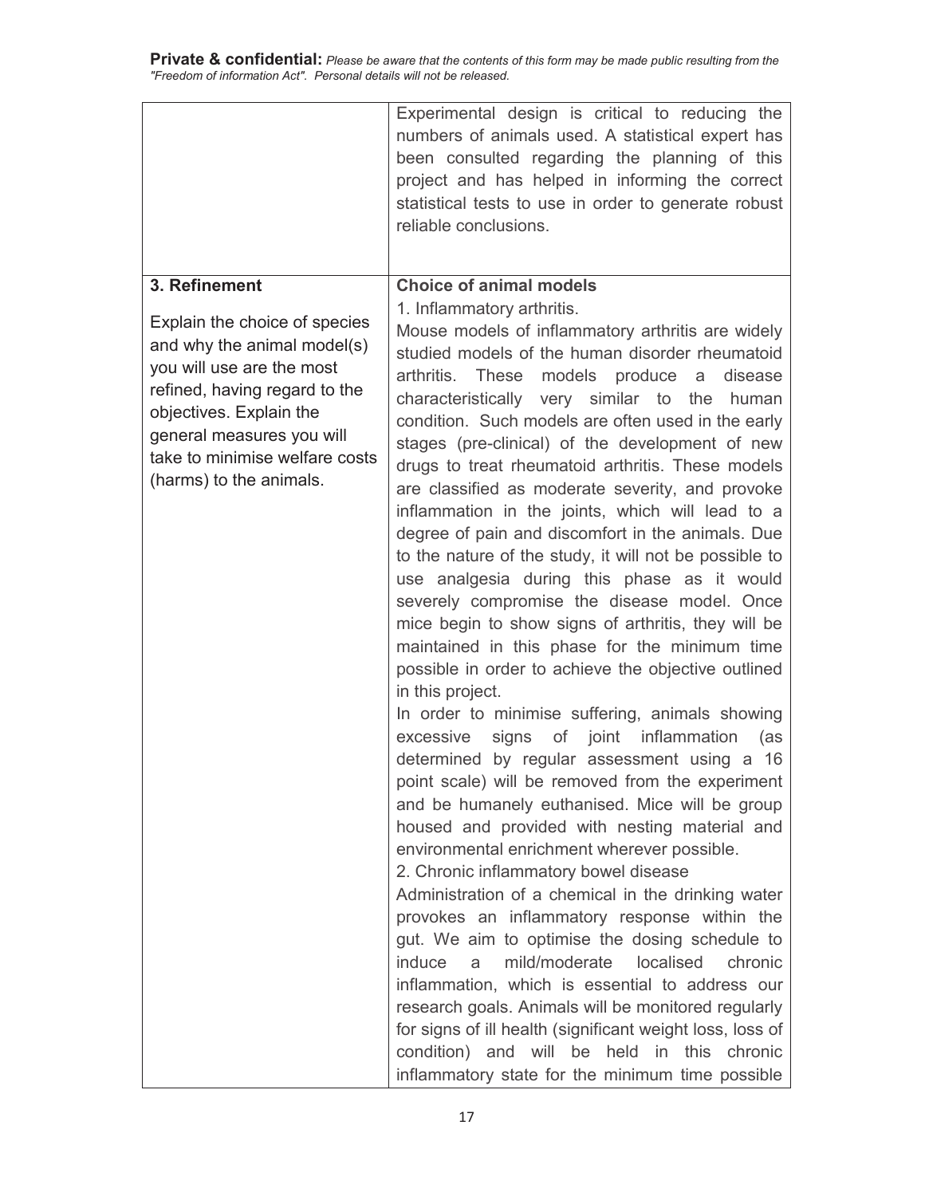**Private & confidential:** *Please be aware that the contents of this form may be made public resulting from the "Freedom of information Act". Personal details will not be released.*

| | |
|---|---|
| | Experimental design is critical to reducing the numbers of animals used. A statistical expert has been consulted regarding the planning of this project and has helped in informing the correct statistical tests to use in order to generate robust reliable conclusions. |
| **3. Refinement**<br><br>Explain the choice of species and why the animal model(s) you will use are the most refined, having regard to the objectives. Explain the general measures you will take to minimise welfare costs (harms) to the animals. | **Choice of animal models**<br>1. Inflammatory arthritis.<br>Mouse models of inflammatory arthritis are widely studied models of the human disorder rheumatoid arthritis. These models produce a disease characteristically very similar to the human condition. Such models are often used in the early stages (pre-clinical) of the development of new drugs to treat rheumatoid arthritis. These models are classified as moderate severity, and provoke inflammation in the joints, which will lead to a degree of pain and discomfort in the animals. Due to the nature of the study, it will not be possible to use analgesia during this phase as it would severely compromise the disease model. Once mice begin to show signs of arthritis, they will be maintained in this phase for the minimum time possible in order to achieve the objective outlined in this project.<br>In order to minimise suffering, animals showing excessive signs of joint inflammation (as determined by regular assessment using a 16 point scale) will be removed from the experiment and be humanely euthanised. Mice will be group housed and provided with nesting material and environmental enrichment wherever possible.<br>2. Chronic inflammatory bowel disease<br>Administration of a chemical in the drinking water provokes an inflammatory response within the gut. We aim to optimise the dosing schedule to induce a mild/moderate localised chronic inflammation, which is essential to address our research goals. Animals will be monitored regularly for signs of ill health (significant weight loss, loss of condition) and will be held in this chronic inflammatory state for the minimum time possible |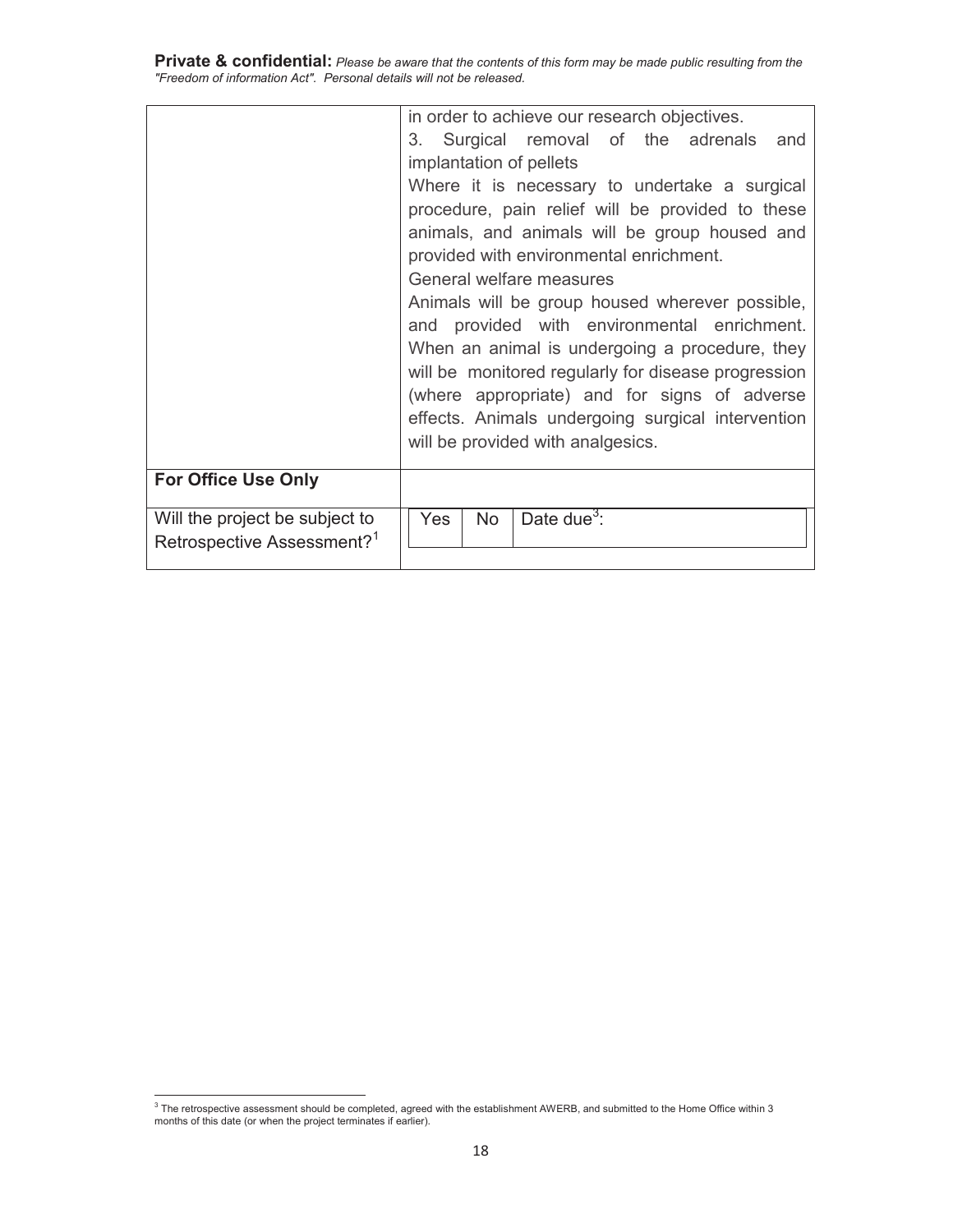**Private & confidential:** *Please be aware that the contents of this form may be made public resulting from the "Freedom of information Act". Personal details will not be released.*

| | |
|---|---|
| | in order to achieve our research objectives.<br>3. Surgical removal of the adrenals and implantation of pellets<br>Where it is necessary to undertake a surgical procedure, pain relief will be provided to these animals, and animals will be group housed and provided with environmental enrichment.<br>General welfare measures<br>Animals will be group housed wherever possible, and provided with environmental enrichment. When an animal is undergoing a procedure, they will be monitored regularly for disease progression (where appropriate) and for signs of adverse effects. Animals undergoing surgical intervention will be provided with analgesics. |
| **For Office Use Only** | |
| Will the project be subject to Retrospective Assessment?[1] | Yes \| No \| Date due[3]: |

[3] The retrospective assessment should be completed, agreed with the establishment AWERB, and submitted to the Home Office within 3 months of this date (or when the project terminates if earlier).